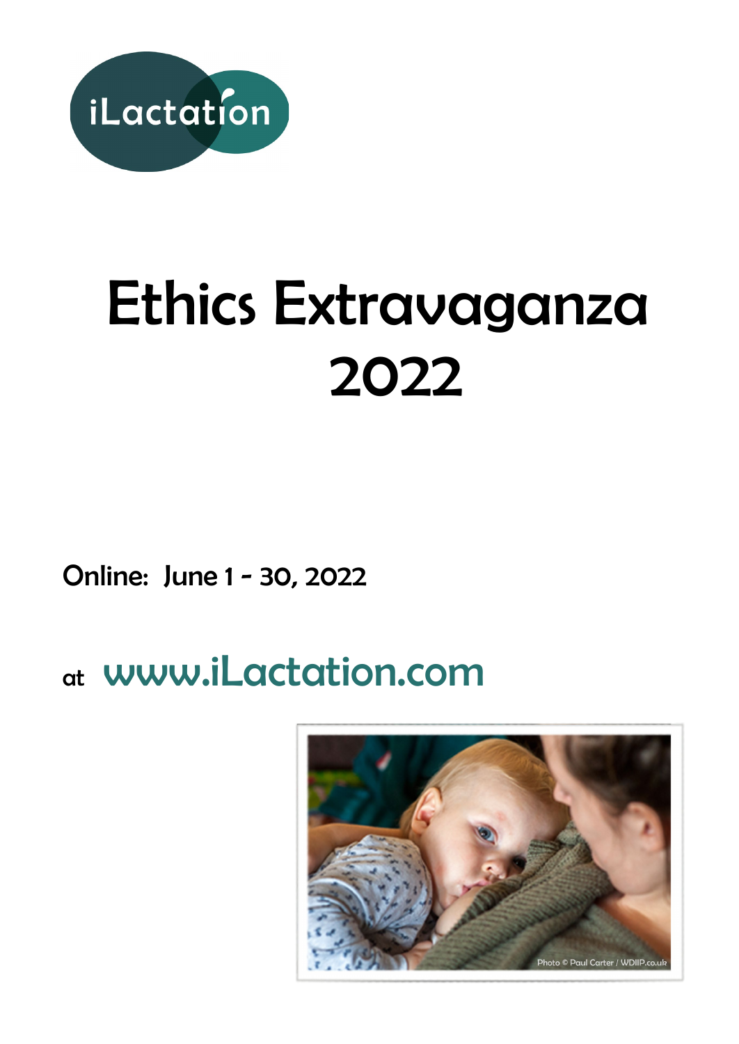iLactation

# Ethics Extravaganza 2022

Online: June 1 - 30, 2022

at www.iLactation.com

Photo © Paul Carter / WDIIP.co.uk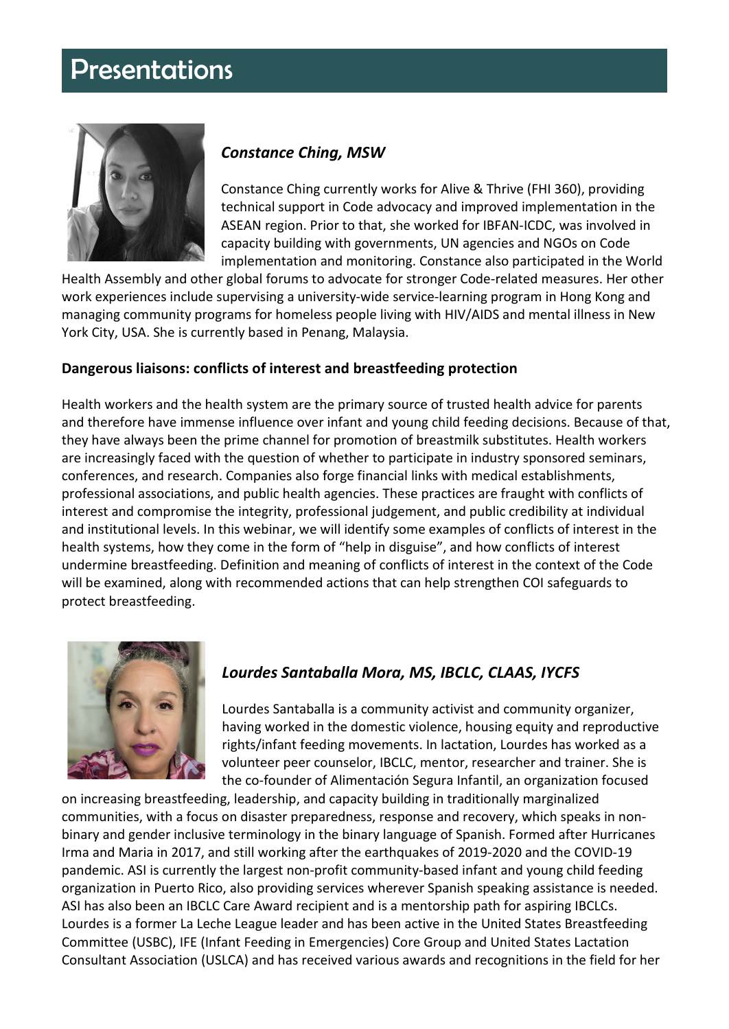# Presentations

### *Constance Ching, MSW*

Constance Ching currently works for Alive & Thrive (FHI 360), providing technical support in Code advocacy and improved implementation in the ASEAN region. Prior to that, she worked for IBFAN-ICDC, was involved in capacity building with governments, UN agencies and NGOs on Code implementation and monitoring. Constance also participated in the World Health Assembly and other global forums to advocate for stronger Code-related measures. Her other work experiences include supervising a university-wide service-learning program in Hong Kong and managing community programs for homeless people living with HIV/AIDS and mental illness in New York City, USA. She is currently based in Penang, Malaysia.

**Dangerous liaisons: conflicts of interest and breastfeeding protection**

Health workers and the health system are the primary source of trusted health advice for parents and therefore have immense influence over infant and young child feeding decisions. Because of that, they have always been the prime channel for promotion of breastmilk substitutes. Health workers are increasingly faced with the question of whether to participate in industry sponsored seminars, conferences, and research. Companies also forge financial links with medical establishments, professional associations, and public health agencies. These practices are fraught with conflicts of interest and compromise the integrity, professional judgement, and public credibility at individual and institutional levels. In this webinar, we will identify some examples of conflicts of interest in the health systems, how they come in the form of "help in disguise", and how conflicts of interest undermine breastfeeding. Definition and meaning of conflicts of interest in the context of the Code will be examined, along with recommended actions that can help strengthen COI safeguards to protect breastfeeding.

### *Lourdes Santaballa Mora, MS, IBCLC, CLAAS, IYCFS*

Lourdes Santaballa is a community activist and community organizer, having worked in the domestic violence, housing equity and reproductive rights/infant feeding movements. In lactation, Lourdes has worked as a volunteer peer counselor, IBCLC, mentor, researcher and trainer. She is the co-founder of Alimentación Segura Infantil, an organization focused on increasing breastfeeding, leadership, and capacity building in traditionally marginalized communities, with a focus on disaster preparedness, response and recovery, which speaks in non-binary and gender inclusive terminology in the binary language of Spanish. Formed after Hurricanes Irma and Maria in 2017, and still working after the earthquakes of 2019-2020 and the COVID-19 pandemic. ASI is currently the largest non-profit community-based infant and young child feeding organization in Puerto Rico, also providing services wherever Spanish speaking assistance is needed. ASI has also been an IBCLC Care Award recipient and is a mentorship path for aspiring IBCLCs. Lourdes is a former La Leche League leader and has been active in the United States Breastfeeding Committee (USBC), IFE (Infant Feeding in Emergencies) Core Group and United States Lactation Consultant Association (USLCA) and has received various awards and recognitions in the field for her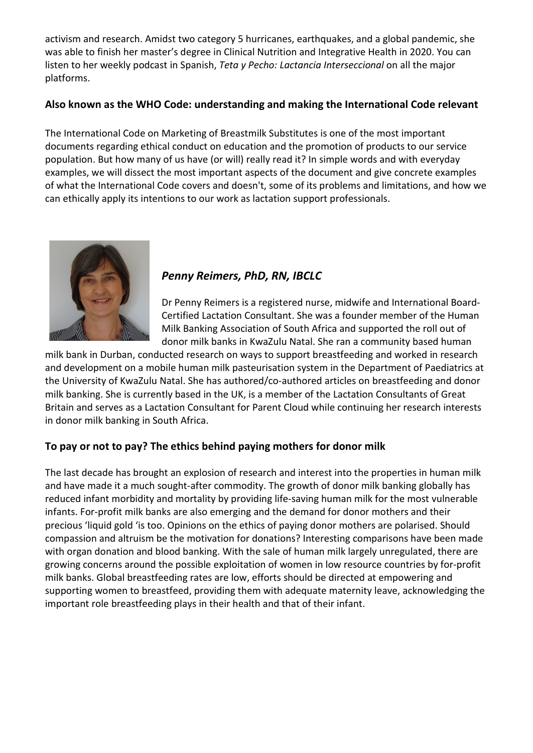activism and research. Amidst two category 5 hurricanes, earthquakes, and a global pandemic, she was able to finish her master's degree in Clinical Nutrition and Integrative Health in 2020. You can listen to her weekly podcast in Spanish, *Teta y Pecho: Lactancia Interseccional* on all the major platforms.

**Also known as the WHO Code: understanding and making the International Code relevant**

The International Code on Marketing of Breastmilk Substitutes is one of the most important documents regarding ethical conduct on education and the promotion of products to our service population. But how many of us have (or will) really read it? In simple words and with everyday examples, we will dissect the most important aspects of the document and give concrete examples of what the International Code covers and doesn't, some of its problems and limitations, and how we can ethically apply its intentions to our work as lactation support professionals.

### *Penny Reimers, PhD, RN, IBCLC*

Dr Penny Reimers is a registered nurse, midwife and International Board-Certified Lactation Consultant. She was a founder member of the Human Milk Banking Association of South Africa and supported the roll out of donor milk banks in KwaZulu Natal. She ran a community based human milk bank in Durban, conducted research on ways to support breastfeeding and worked in research and development on a mobile human milk pasteurisation system in the Department of Paediatrics at the University of KwaZulu Natal. She has authored/co-authored articles on breastfeeding and donor milk banking. She is currently based in the UK, is a member of the Lactation Consultants of Great Britain and serves as a Lactation Consultant for Parent Cloud while continuing her research interests in donor milk banking in South Africa.

**To pay or not to pay? The ethics behind paying mothers for donor milk**

The last decade has brought an explosion of research and interest into the properties in human milk and have made it a much sought-after commodity. The growth of donor milk banking globally has reduced infant morbidity and mortality by providing life-saving human milk for the most vulnerable infants. For-profit milk banks are also emerging and the demand for donor mothers and their precious 'liquid gold 'is too. Opinions on the ethics of paying donor mothers are polarised. Should compassion and altruism be the motivation for donations? Interesting comparisons have been made with organ donation and blood banking. With the sale of human milk largely unregulated, there are growing concerns around the possible exploitation of women in low resource countries by for-profit milk banks. Global breastfeeding rates are low, efforts should be directed at empowering and supporting women to breastfeed, providing them with adequate maternity leave, acknowledging the important role breastfeeding plays in their health and that of their infant.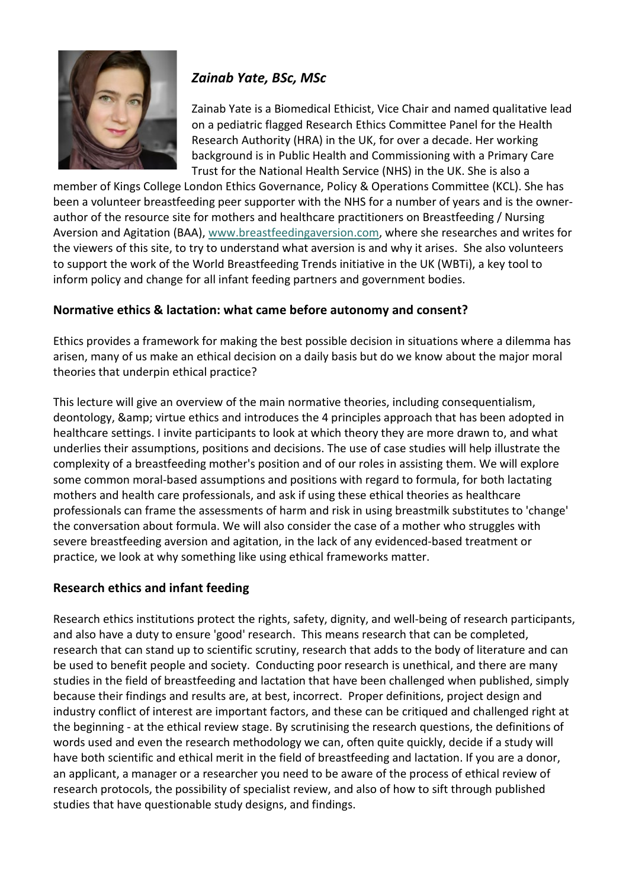### *Zainab Yate, BSc, MSc*

Zainab Yate is a Biomedical Ethicist, Vice Chair and named qualitative lead on a pediatric flagged Research Ethics Committee Panel for the Health Research Authority (HRA) in the UK, for over a decade. Her working background is in Public Health and Commissioning with a Primary Care Trust for the National Health Service (NHS) in the UK. She is also a member of Kings College London Ethics Governance, Policy & Operations Committee (KCL). She has been a volunteer breastfeeding peer supporter with the NHS for a number of years and is the owner-author of the resource site for mothers and healthcare practitioners on Breastfeeding / Nursing Aversion and Agitation (BAA), www.breastfeedingaversion.com, where she researches and writes for the viewers of this site, to try to understand what aversion is and why it arises. She also volunteers to support the work of the World Breastfeeding Trends initiative in the UK (WBTi), a key tool to inform policy and change for all infant feeding partners and government bodies.

### **Normative ethics & lactation: what came before autonomy and consent?**

Ethics provides a framework for making the best possible decision in situations where a dilemma has arisen, many of us make an ethical decision on a daily basis but do we know about the major moral theories that underpin ethical practice?

This lecture will give an overview of the main normative theories, including consequentialism, deontology, &amp; virtue ethics and introduces the 4 principles approach that has been adopted in healthcare settings. I invite participants to look at which theory they are more drawn to, and what underlies their assumptions, positions and decisions. The use of case studies will help illustrate the complexity of a breastfeeding mother's position and of our roles in assisting them. We will explore some common moral-based assumptions and positions with regard to formula, for both lactating mothers and health care professionals, and ask if using these ethical theories as healthcare professionals can frame the assessments of harm and risk in using breastmilk substitutes to 'change' the conversation about formula. We will also consider the case of a mother who struggles with severe breastfeeding aversion and agitation, in the lack of any evidenced-based treatment or practice, we look at why something like using ethical frameworks matter.

### **Research ethics and infant feeding**

Research ethics institutions protect the rights, safety, dignity, and well-being of research participants, and also have a duty to ensure 'good' research. This means research that can be completed, research that can stand up to scientific scrutiny, research that adds to the body of literature and can be used to benefit people and society. Conducting poor research is unethical, and there are many studies in the field of breastfeeding and lactation that have been challenged when published, simply because their findings and results are, at best, incorrect. Proper definitions, project design and industry conflict of interest are important factors, and these can be critiqued and challenged right at the beginning - at the ethical review stage. By scrutinising the research questions, the definitions of words used and even the research methodology we can, often quite quickly, decide if a study will have both scientific and ethical merit in the field of breastfeeding and lactation. If you are a donor, an applicant, a manager or a researcher you need to be aware of the process of ethical review of research protocols, the possibility of specialist review, and also of how to sift through published studies that have questionable study designs, and findings.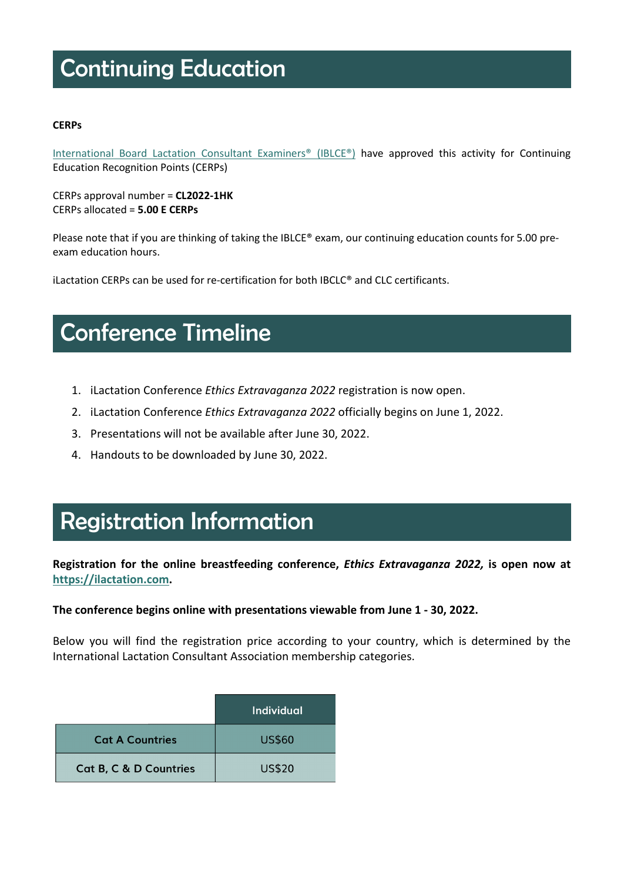# Continuing Education

**CERPs**

[International Board Lactation Consultant Examiners® (IBLCE®)] have approved this activity for Continuing Education Recognition Points (CERPs)

CERPs approval number = **CL2022-1HK**
CERPs allocated = **5.00 E CERPs**

Please note that if you are thinking of taking the IBLCE® exam, our continuing education counts for 5.00 pre-exam education hours.

iLactation CERPs can be used for re-certification for both IBCLC® and CLC certificants.

# Conference Timeline

1. iLactation Conference *Ethics Extravaganza 2022* registration is now open.
2. iLactation Conference *Ethics Extravaganza 2022* officially begins on June 1, 2022.
3. Presentations will not be available after June 30, 2022.
4. Handouts to be downloaded by June 30, 2022.

# Registration Information

**Registration for the online breastfeeding conference, *Ethics Extravaganza 2022,* is open now at https://ilactation.com.**

**The conference begins online with presentations viewable from June 1 - 30, 2022.**

Below you will find the registration price according to your country, which is determined by the International Lactation Consultant Association membership categories.

| | Individual |
|---|---|
| Cat A Countries | US$60 |
| Cat B, C & D Countries | US$20 |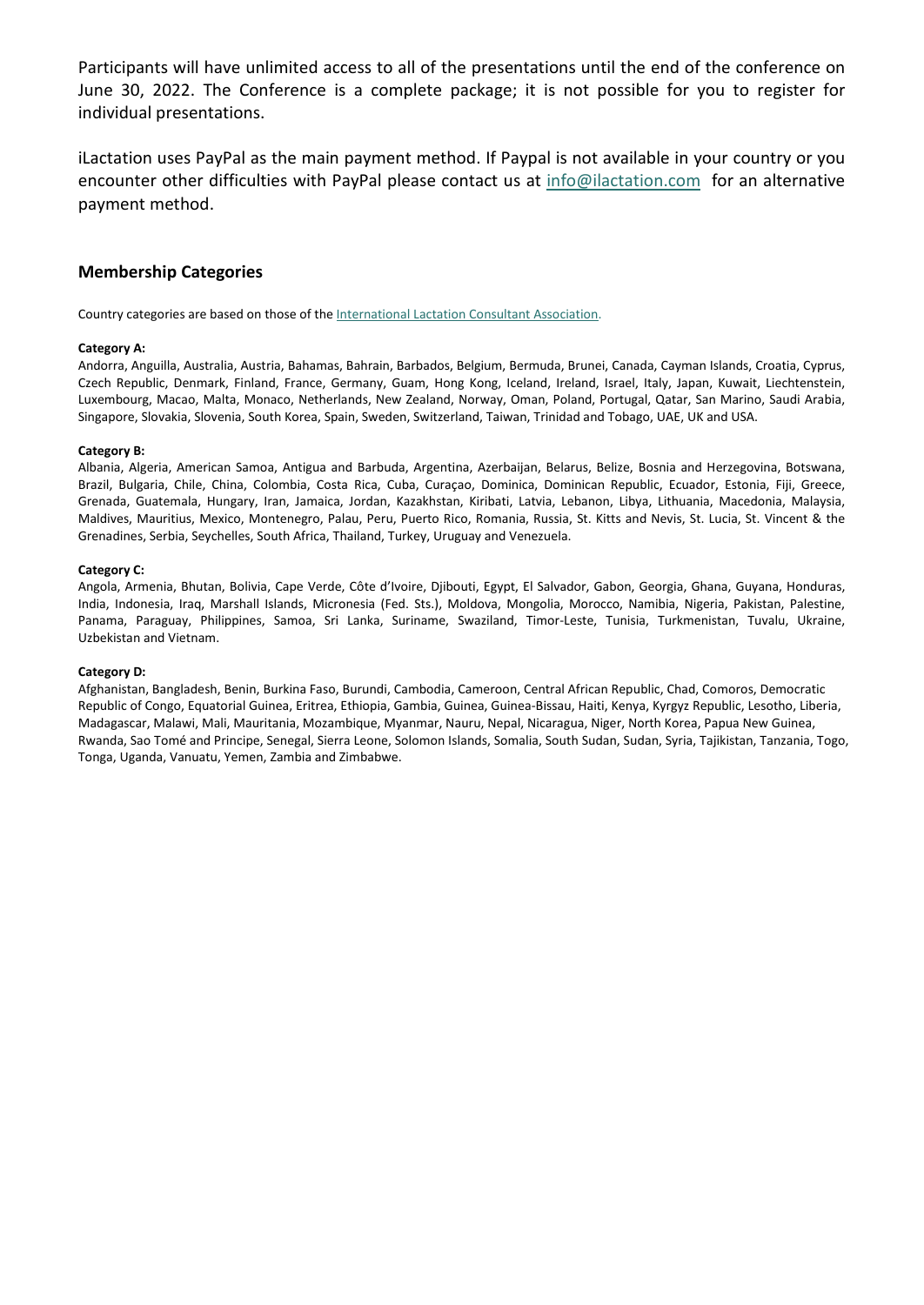Participants will have unlimited access to all of the presentations until the end of the conference on June 30, 2022. The Conference is a complete package; it is not possible for you to register for individual presentations.

iLactation uses PayPal as the main payment method. If Paypal is not available in your country or you encounter other difficulties with PayPal please contact us at info@ilactation.com for an alternative payment method.

## Membership Categories

Country categories are based on those of the International Lactation Consultant Association.

**Category A:**
Andorra, Anguilla, Australia, Austria, Bahamas, Bahrain, Barbados, Belgium, Bermuda, Brunei, Canada, Cayman Islands, Croatia, Cyprus, Czech Republic, Denmark, Finland, France, Germany, Guam, Hong Kong, Iceland, Ireland, Israel, Italy, Japan, Kuwait, Liechtenstein, Luxembourg, Macao, Malta, Monaco, Netherlands, New Zealand, Norway, Oman, Poland, Portugal, Qatar, San Marino, Saudi Arabia, Singapore, Slovakia, Slovenia, South Korea, Spain, Sweden, Switzerland, Taiwan, Trinidad and Tobago, UAE, UK and USA.

**Category B:**
Albania, Algeria, American Samoa, Antigua and Barbuda, Argentina, Azerbaijan, Belarus, Belize, Bosnia and Herzegovina, Botswana, Brazil, Bulgaria, Chile, China, Colombia, Costa Rica, Cuba, Curaçao, Dominica, Dominican Republic, Ecuador, Estonia, Fiji, Greece, Grenada, Guatemala, Hungary, Iran, Jamaica, Jordan, Kazakhstan, Kiribati, Latvia, Lebanon, Libya, Lithuania, Macedonia, Malaysia, Maldives, Mauritius, Mexico, Montenegro, Palau, Peru, Puerto Rico, Romania, Russia, St. Kitts and Nevis, St. Lucia, St. Vincent & the Grenadines, Serbia, Seychelles, South Africa, Thailand, Turkey, Uruguay and Venezuela.

**Category C:**
Angola, Armenia, Bhutan, Bolivia, Cape Verde, Côte d'Ivoire, Djibouti, Egypt, El Salvador, Gabon, Georgia, Ghana, Guyana, Honduras, India, Indonesia, Iraq, Marshall Islands, Micronesia (Fed. Sts.), Moldova, Mongolia, Morocco, Namibia, Nigeria, Pakistan, Palestine, Panama, Paraguay, Philippines, Samoa, Sri Lanka, Suriname, Swaziland, Timor-Leste, Tunisia, Turkmenistan, Tuvalu, Ukraine, Uzbekistan and Vietnam.

**Category D:**
Afghanistan, Bangladesh, Benin, Burkina Faso, Burundi, Cambodia, Cameroon, Central African Republic, Chad, Comoros, Democratic Republic of Congo, Equatorial Guinea, Eritrea, Ethiopia, Gambia, Guinea, Guinea-Bissau, Haiti, Kenya, Kyrgyz Republic, Lesotho, Liberia, Madagascar, Malawi, Mali, Mauritania, Mozambique, Myanmar, Nauru, Nepal, Nicaragua, Niger, North Korea, Papua New Guinea, Rwanda, Sao Tomé and Principe, Senegal, Sierra Leone, Solomon Islands, Somalia, South Sudan, Sudan, Syria, Tajikistan, Tanzania, Togo, Tonga, Uganda, Vanuatu, Yemen, Zambia and Zimbabwe.